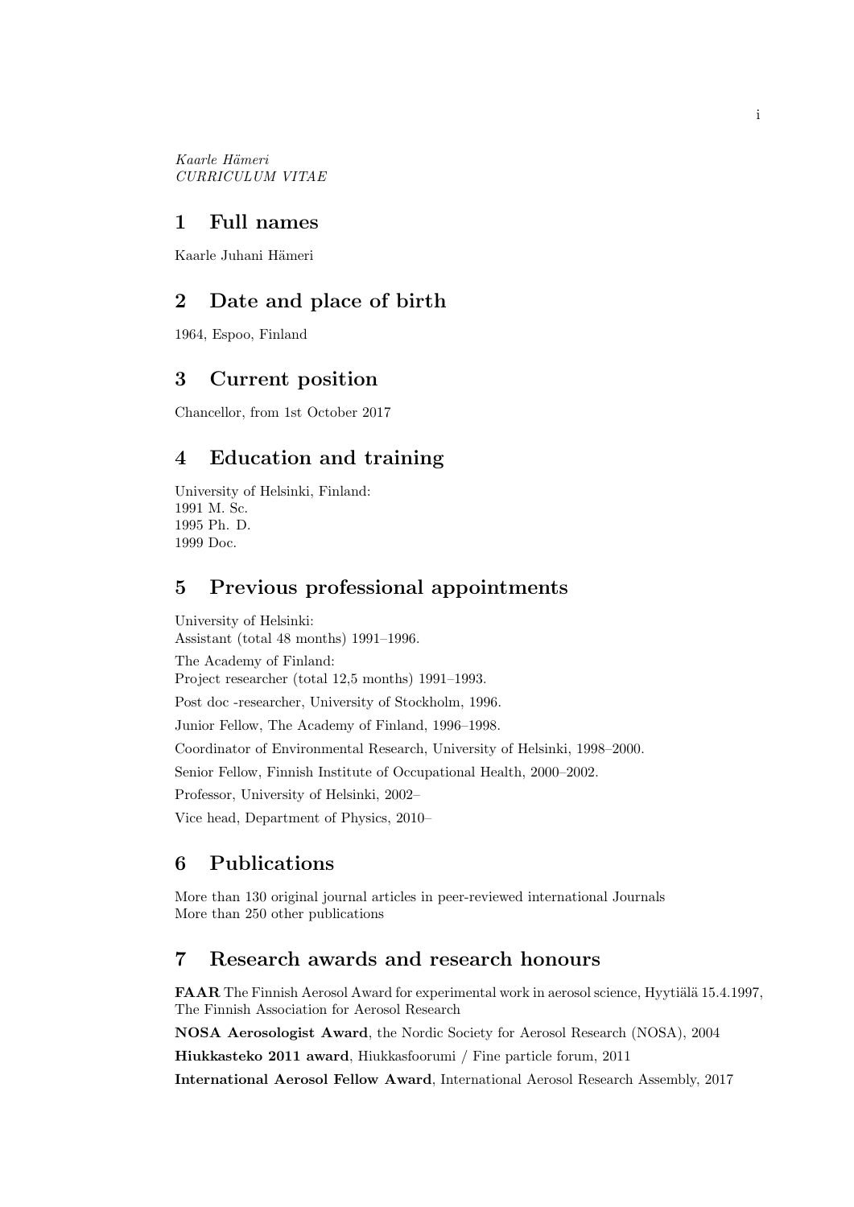*Kaarle Hämeri*
*CURRICULUM VITAE*

## 1 Full names

Kaarle Juhani Hämeri

## 2 Date and place of birth

1964, Espoo, Finland

## 3 Current position

Chancellor, from 1st October 2017

## 4 Education and training

University of Helsinki, Finland:
1991 M. Sc.
1995 Ph. D.
1999 Doc.

## 5 Previous professional appointments

University of Helsinki:
Assistant (total 48 months) 1991–1996.

The Academy of Finland:
Project researcher (total 12,5 months) 1991–1993.

Post doc -researcher, University of Stockholm, 1996.

Junior Fellow, The Academy of Finland, 1996–1998.

Coordinator of Environmental Research, University of Helsinki, 1998–2000.

Senior Fellow, Finnish Institute of Occupational Health, 2000–2002.

Professor, University of Helsinki, 2002–

Vice head, Department of Physics, 2010–

## 6 Publications

More than 130 original journal articles in peer-reviewed international Journals
More than 250 other publications

## 7 Research awards and research honours

**FAAR** The Finnish Aerosol Award for experimental work in aerosol science, Hyytiälä 15.4.1997, The Finnish Association for Aerosol Research

**NOSA Aerosologist Award**, the Nordic Society for Aerosol Research (NOSA), 2004

**Hiukkasteko 2011 award**, Hiukkasfoorumi / Fine particle forum, 2011

**International Aerosol Fellow Award**, International Aerosol Research Assembly, 2017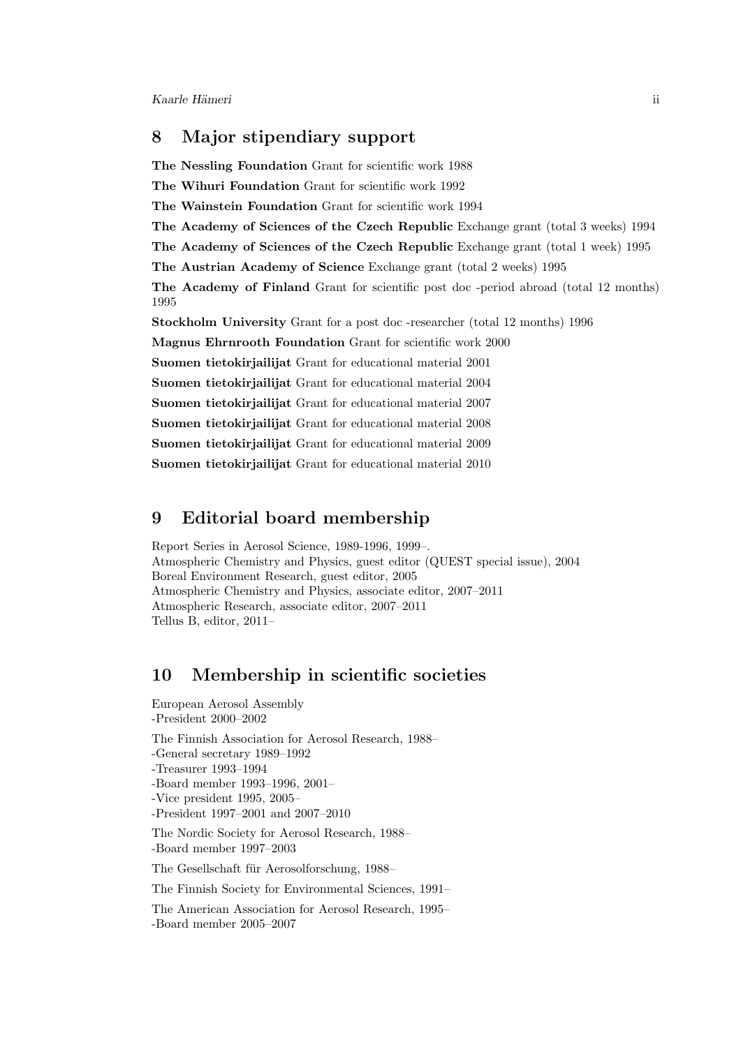## 8 Major stipendiary support

**The Nessling Foundation** Grant for scientific work 1988

**The Wihuri Foundation** Grant for scientific work 1992

**The Wainstein Foundation** Grant for scientific work 1994

**The Academy of Sciences of the Czech Republic** Exchange grant (total 3 weeks) 1994

**The Academy of Sciences of the Czech Republic** Exchange grant (total 1 week) 1995

**The Austrian Academy of Science** Exchange grant (total 2 weeks) 1995

**The Academy of Finland** Grant for scientific post doc -period abroad (total 12 months) 1995

**Stockholm University** Grant for a post doc -researcher (total 12 months) 1996

**Magnus Ehrnrooth Foundation** Grant for scientific work 2000

**Suomen tietokirjailijat** Grant for educational material 2001

**Suomen tietokirjailijat** Grant for educational material 2004

**Suomen tietokirjailijat** Grant for educational material 2007

**Suomen tietokirjailijat** Grant for educational material 2008

**Suomen tietokirjailijat** Grant for educational material 2009

**Suomen tietokirjailijat** Grant for educational material 2010

## 9 Editorial board membership

Report Series in Aerosol Science, 1989-1996, 1999–.
Atmospheric Chemistry and Physics, guest editor (QUEST special issue), 2004
Boreal Environment Research, guest editor, 2005
Atmospheric Chemistry and Physics, associate editor, 2007–2011
Atmospheric Research, associate editor, 2007–2011
Tellus B, editor, 2011–

## 10 Membership in scientific societies

European Aerosol Assembly
-President 2000–2002

The Finnish Association for Aerosol Research, 1988–
-General secretary 1989–1992
-Treasurer 1993–1994
-Board member 1993–1996, 2001–
-Vice president 1995, 2005–
-President 1997–2001 and 2007–2010

The Nordic Society for Aerosol Research, 1988–
-Board member 1997–2003

The Gesellschaft für Aerosolforschung, 1988–

The Finnish Society for Environmental Sciences, 1991–

The American Association for Aerosol Research, 1995–
-Board member 2005–2007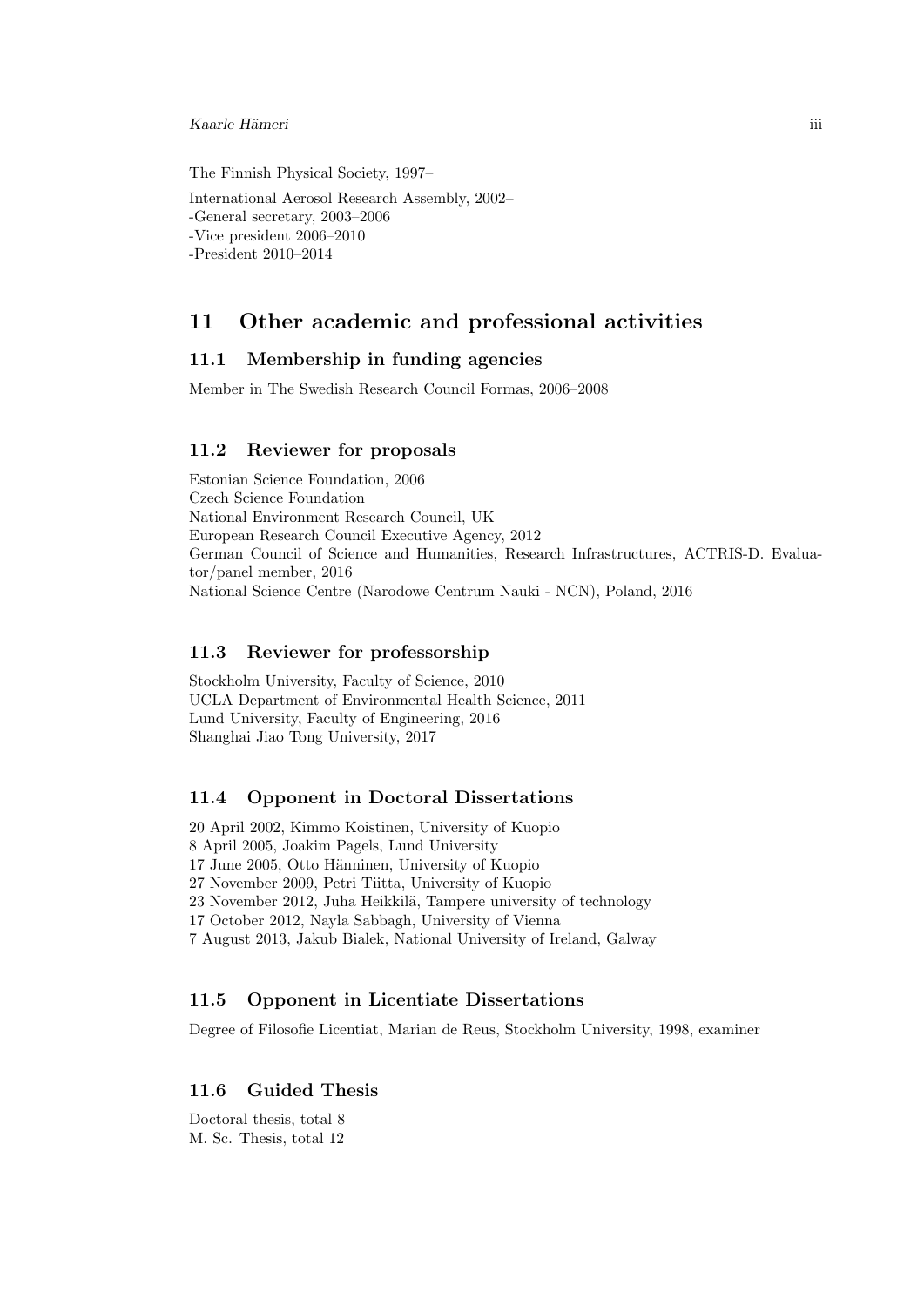The Finnish Physical Society, 1997–

International Aerosol Research Assembly, 2002–
-General secretary, 2003–2006
-Vice president 2006–2010
-President 2010–2014

# 11 Other academic and professional activities

## 11.1 Membership in funding agencies

Member in The Swedish Research Council Formas, 2006–2008

## 11.2 Reviewer for proposals

Estonian Science Foundation, 2006
Czech Science Foundation
National Environment Research Council, UK
European Research Council Executive Agency, 2012
German Council of Science and Humanities, Research Infrastructures, ACTRIS-D. Evaluator/panel member, 2016
National Science Centre (Narodowe Centrum Nauki - NCN), Poland, 2016

## 11.3 Reviewer for professorship

Stockholm University, Faculty of Science, 2010
UCLA Department of Environmental Health Science, 2011
Lund University, Faculty of Engineering, 2016
Shanghai Jiao Tong University, 2017

## 11.4 Opponent in Doctoral Dissertations

20 April 2002, Kimmo Koistinen, University of Kuopio
8 April 2005, Joakim Pagels, Lund University
17 June 2005, Otto Hänninen, University of Kuopio
27 November 2009, Petri Tiitta, University of Kuopio
23 November 2012, Juha Heikkilä, Tampere university of technology
17 October 2012, Nayla Sabbagh, University of Vienna
7 August 2013, Jakub Bialek, National University of Ireland, Galway

## 11.5 Opponent in Licentiate Dissertations

Degree of Filosofie Licentiat, Marian de Reus, Stockholm University, 1998, examiner

## 11.6 Guided Thesis

Doctoral thesis, total 8
M. Sc. Thesis, total 12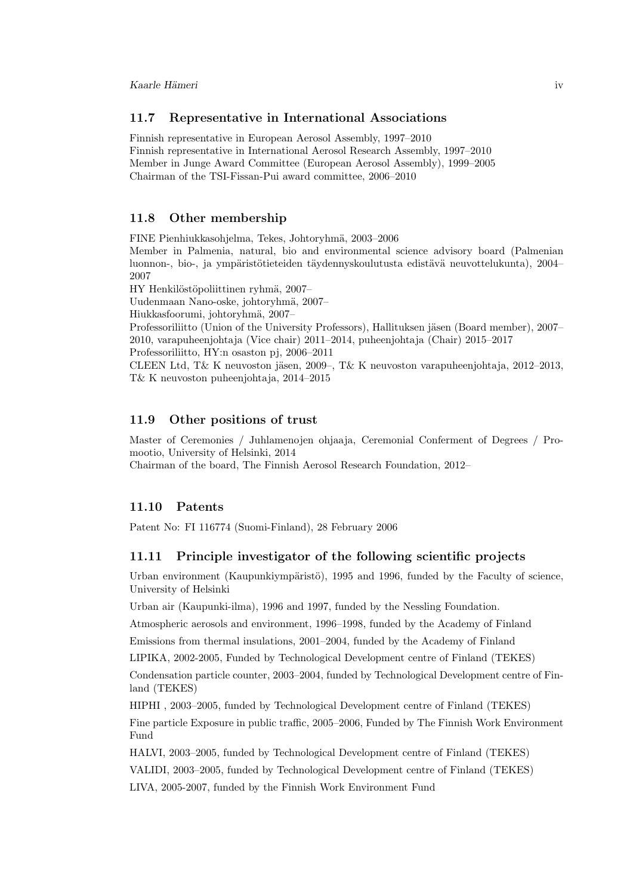## 11.7 Representative in International Associations

Finnish representative in European Aerosol Assembly, 1997–2010
Finnish representative in International Aerosol Research Assembly, 1997–2010
Member in Junge Award Committee (European Aerosol Assembly), 1999–2005
Chairman of the TSI-Fissan-Pui award committee, 2006–2010

## 11.8 Other membership

FINE Pienhiukkasohjelma, Tekes, Johtoryhmä, 2003–2006
Member in Palmenia, natural, bio and environmental science advisory board (Palmenian luonnon-, bio-, ja ympäristötieteiden täydennyskoulutusta edistävä neuvottelukunta), 2004–2007
HY Henkilöstöpoliittinen ryhmä, 2007–
Uudenmaan Nano-oske, johtoryhmä, 2007–
Hiukkasfoorumi, johtoryhmä, 2007–
Professoriliitto (Union of the University Professors), Hallituksen jäsen (Board member), 2007–2010, varapuheenjohtaja (Vice chair) 2011–2014, puheenjohtaja (Chair) 2015–2017
Professoriliitto, HY:n osaston pj, 2006–2011
CLEEN Ltd, T& K neuvoston jäsen, 2009–, T& K neuvoston varapuheenjohtaja, 2012–2013, T& K neuvoston puheenjohtaja, 2014–2015

## 11.9 Other positions of trust

Master of Ceremonies / Juhlamenojen ohjaaja, Ceremonial Conferment of Degrees / Promootio, University of Helsinki, 2014
Chairman of the board, The Finnish Aerosol Research Foundation, 2012–

## 11.10 Patents

Patent No: FI 116774 (Suomi-Finland), 28 February 2006

## 11.11 Principle investigator of the following scientific projects

Urban environment (Kaupunkiympäristö), 1995 and 1996, funded by the Faculty of science, University of Helsinki

Urban air (Kaupunki-ilma), 1996 and 1997, funded by the Nessling Foundation.

Atmospheric aerosols and environment, 1996–1998, funded by the Academy of Finland

Emissions from thermal insulations, 2001–2004, funded by the Academy of Finland

LIPIKA, 2002-2005, Funded by Technological Development centre of Finland (TEKES)

Condensation particle counter, 2003–2004, funded by Technological Development centre of Finland (TEKES)

HIPHI , 2003–2005, funded by Technological Development centre of Finland (TEKES)

Fine particle Exposure in public traffic, 2005–2006, Funded by The Finnish Work Environment Fund

HALVI, 2003–2005, funded by Technological Development centre of Finland (TEKES)

VALIDI, 2003–2005, funded by Technological Development centre of Finland (TEKES)

LIVA, 2005-2007, funded by the Finnish Work Environment Fund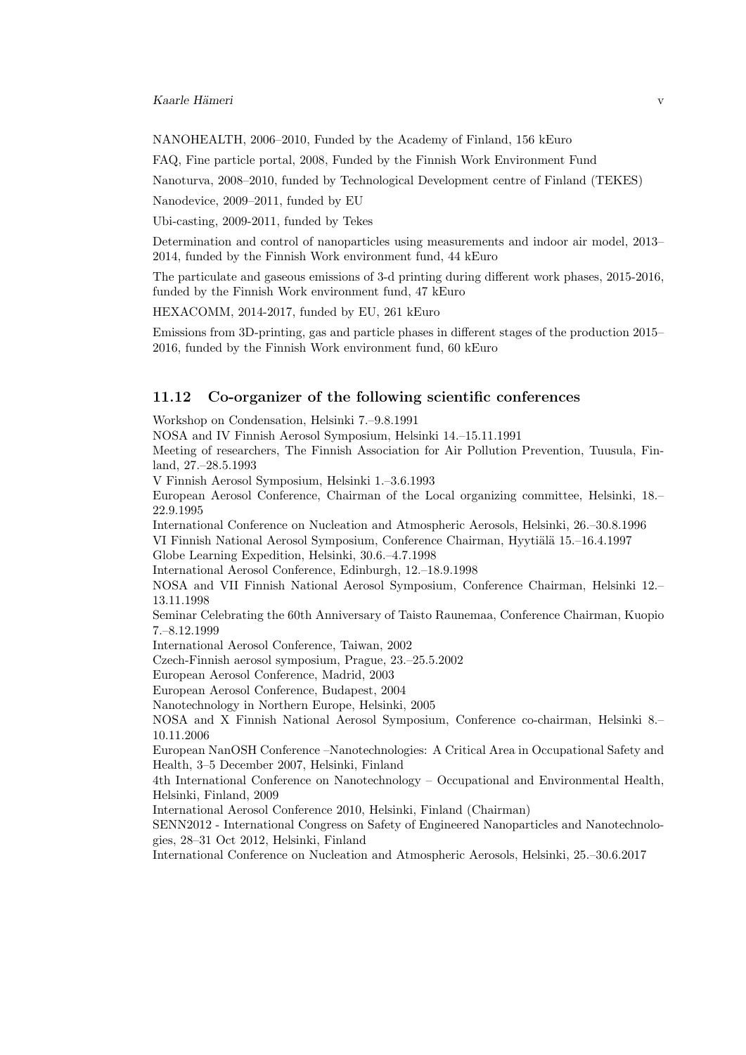NANOHEALTH, 2006–2010, Funded by the Academy of Finland, 156 kEuro

FAQ, Fine particle portal, 2008, Funded by the Finnish Work Environment Fund

Nanoturva, 2008–2010, funded by Technological Development centre of Finland (TEKES)

Nanodevice, 2009–2011, funded by EU

Ubi-casting, 2009-2011, funded by Tekes

Determination and control of nanoparticles using measurements and indoor air model, 2013–2014, funded by the Finnish Work environment fund, 44 kEuro

The particulate and gaseous emissions of 3-d printing during different work phases, 2015-2016, funded by the Finnish Work environment fund, 47 kEuro

HEXACOMM, 2014-2017, funded by EU, 261 kEuro

Emissions from 3D-printing, gas and particle phases in different stages of the production 2015–2016, funded by the Finnish Work environment fund, 60 kEuro

## 11.12 Co-organizer of the following scientific conferences

Workshop on Condensation, Helsinki 7.–9.8.1991
NOSA and IV Finnish Aerosol Symposium, Helsinki 14.–15.11.1991
Meeting of researchers, The Finnish Association for Air Pollution Prevention, Tuusula, Finland, 27.–28.5.1993
V Finnish Aerosol Symposium, Helsinki 1.–3.6.1993
European Aerosol Conference, Chairman of the Local organizing committee, Helsinki, 18.–22.9.1995
International Conference on Nucleation and Atmospheric Aerosols, Helsinki, 26.–30.8.1996
VI Finnish National Aerosol Symposium, Conference Chairman, Hyytiälä 15.–16.4.1997
Globe Learning Expedition, Helsinki, 30.6.–4.7.1998
International Aerosol Conference, Edinburgh, 12.–18.9.1998
NOSA and VII Finnish National Aerosol Symposium, Conference Chairman, Helsinki 12.–13.11.1998
Seminar Celebrating the 60th Anniversary of Taisto Raunemaa, Conference Chairman, Kuopio 7.–8.12.1999
International Aerosol Conference, Taiwan, 2002
Czech-Finnish aerosol symposium, Prague, 23.–25.5.2002
European Aerosol Conference, Madrid, 2003
European Aerosol Conference, Budapest, 2004
Nanotechnology in Northern Europe, Helsinki, 2005
NOSA and X Finnish National Aerosol Symposium, Conference co-chairman, Helsinki 8.–10.11.2006
European NanOSH Conference –Nanotechnologies: A Critical Area in Occupational Safety and Health, 3–5 December 2007, Helsinki, Finland
4th International Conference on Nanotechnology – Occupational and Environmental Health, Helsinki, Finland, 2009
International Aerosol Conference 2010, Helsinki, Finland (Chairman)
SENN2012 - International Congress on Safety of Engineered Nanoparticles and Nanotechnologies, 28–31 Oct 2012, Helsinki, Finland
International Conference on Nucleation and Atmospheric Aerosols, Helsinki, 25.–30.6.2017